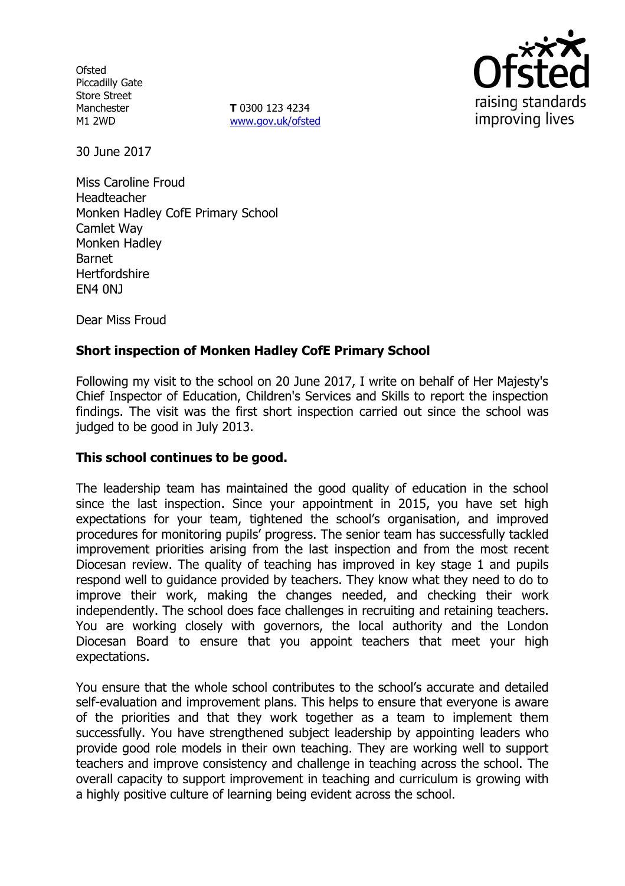Ofsted
Piccadilly Gate
Store Street
Manchester
M1 2WD

**T** 0300 123 4234
www.gov.uk/ofsted

30 June 2017

Miss Caroline Froud
Headteacher
Monken Hadley CofE Primary School
Camlet Way
Monken Hadley
Barnet
Hertfordshire
EN4 0NJ

Dear Miss Froud

**Short inspection of Monken Hadley CofE Primary School**

Following my visit to the school on 20 June 2017, I write on behalf of Her Majesty's Chief Inspector of Education, Children's Services and Skills to report the inspection findings. The visit was the first short inspection carried out since the school was judged to be good in July 2013.

**This school continues to be good.**

The leadership team has maintained the good quality of education in the school since the last inspection. Since your appointment in 2015, you have set high expectations for your team, tightened the school's organisation, and improved procedures for monitoring pupils' progress. The senior team has successfully tackled improvement priorities arising from the last inspection and from the most recent Diocesan review. The quality of teaching has improved in key stage 1 and pupils respond well to guidance provided by teachers. They know what they need to do to improve their work, making the changes needed, and checking their work independently. The school does face challenges in recruiting and retaining teachers. You are working closely with governors, the local authority and the London Diocesan Board to ensure that you appoint teachers that meet your high expectations.

You ensure that the whole school contributes to the school's accurate and detailed self-evaluation and improvement plans. This helps to ensure that everyone is aware of the priorities and that they work together as a team to implement them successfully. You have strengthened subject leadership by appointing leaders who provide good role models in their own teaching. They are working well to support teachers and improve consistency and challenge in teaching across the school. The overall capacity to support improvement in teaching and curriculum is growing with a highly positive culture of learning being evident across the school.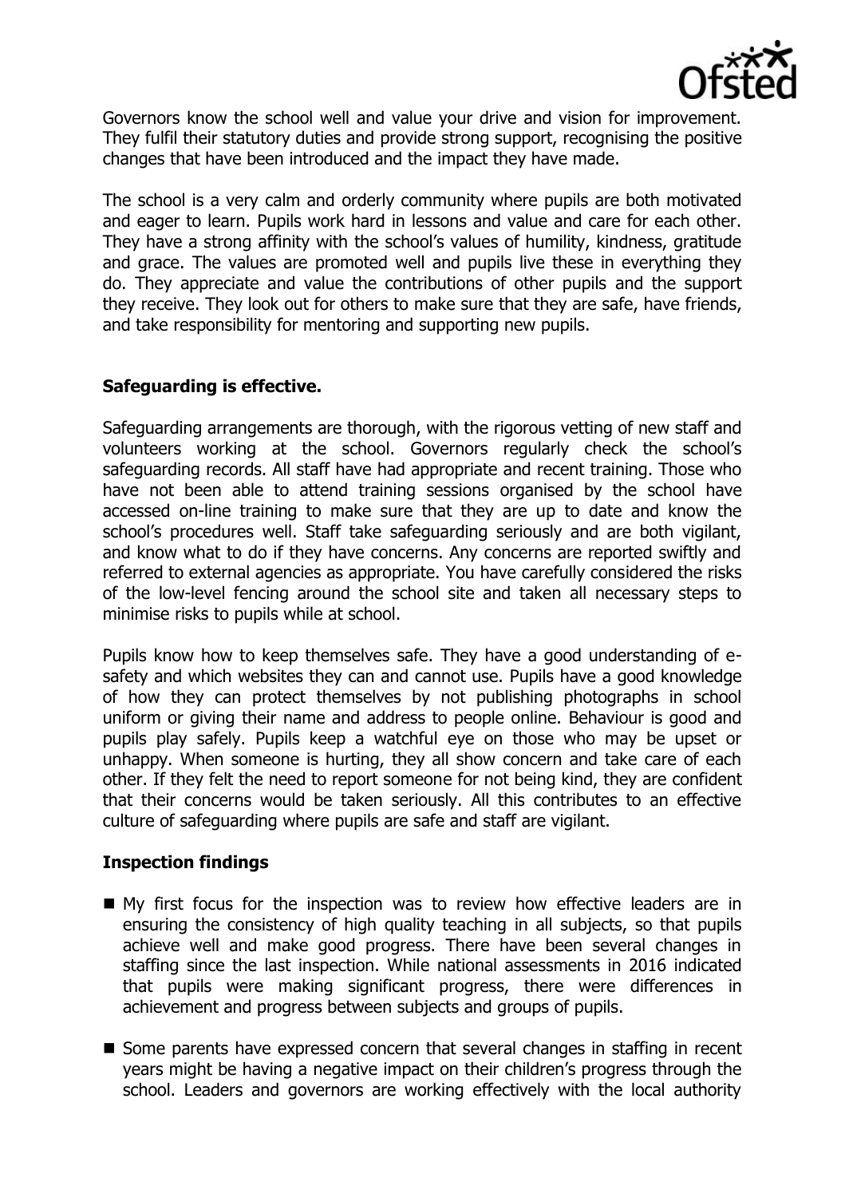Governors know the school well and value your drive and vision for improvement. They fulfil their statutory duties and provide strong support, recognising the positive changes that have been introduced and the impact they have made.

The school is a very calm and orderly community where pupils are both motivated and eager to learn. Pupils work hard in lessons and value and care for each other. They have a strong affinity with the school's values of humility, kindness, gratitude and grace. The values are promoted well and pupils live these in everything they do. They appreciate and value the contributions of other pupils and the support they receive. They look out for others to make sure that they are safe, have friends, and take responsibility for mentoring and supporting new pupils.

## Safeguarding is effective.

Safeguarding arrangements are thorough, with the rigorous vetting of new staff and volunteers working at the school. Governors regularly check the school's safeguarding records. All staff have had appropriate and recent training. Those who have not been able to attend training sessions organised by the school have accessed on-line training to make sure that they are up to date and know the school's procedures well. Staff take safeguarding seriously and are both vigilant, and know what to do if they have concerns. Any concerns are reported swiftly and referred to external agencies as appropriate. You have carefully considered the risks of the low-level fencing around the school site and taken all necessary steps to minimise risks to pupils while at school.

Pupils know how to keep themselves safe. They have a good understanding of e-safety and which websites they can and cannot use. Pupils have a good knowledge of how they can protect themselves by not publishing photographs in school uniform or giving their name and address to people online. Behaviour is good and pupils play safely. Pupils keep a watchful eye on those who may be upset or unhappy. When someone is hurting, they all show concern and take care of each other. If they felt the need to report someone for not being kind, they are confident that their concerns would be taken seriously. All this contributes to an effective culture of safeguarding where pupils are safe and staff are vigilant.

## Inspection findings

- My first focus for the inspection was to review how effective leaders are in ensuring the consistency of high quality teaching in all subjects, so that pupils achieve well and make good progress. There have been several changes in staffing since the last inspection. While national assessments in 2016 indicated that pupils were making significant progress, there were differences in achievement and progress between subjects and groups of pupils.
- Some parents have expressed concern that several changes in staffing in recent years might be having a negative impact on their children's progress through the school. Leaders and governors are working effectively with the local authority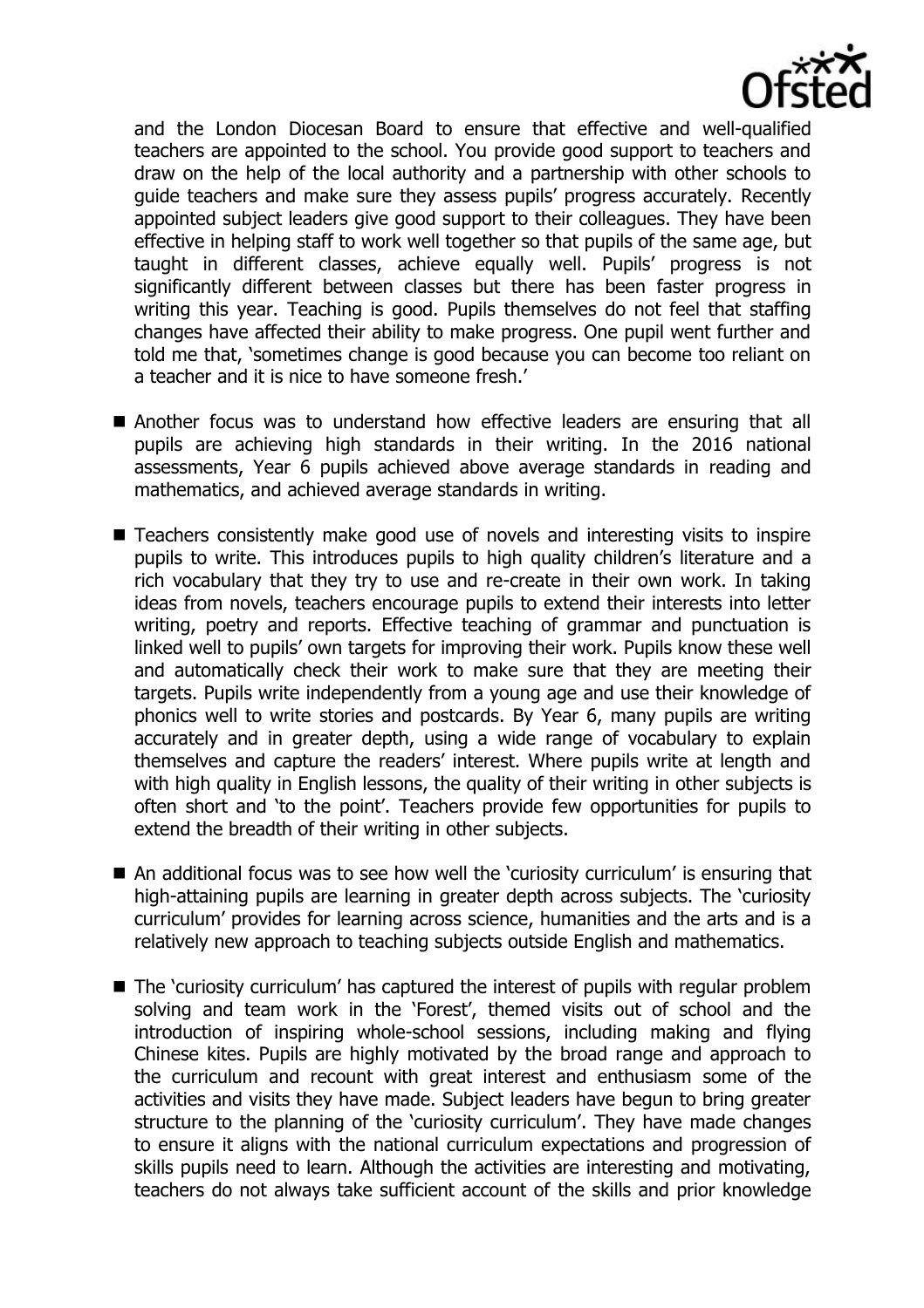and the London Diocesan Board to ensure that effective and well-qualified teachers are appointed to the school. You provide good support to teachers and draw on the help of the local authority and a partnership with other schools to guide teachers and make sure they assess pupils' progress accurately. Recently appointed subject leaders give good support to their colleagues. They have been effective in helping staff to work well together so that pupils of the same age, but taught in different classes, achieve equally well. Pupils' progress is not significantly different between classes but there has been faster progress in writing this year. Teaching is good. Pupils themselves do not feel that staffing changes have affected their ability to make progress. One pupil went further and told me that, 'sometimes change is good because you can become too reliant on a teacher and it is nice to have someone fresh.'

- Another focus was to understand how effective leaders are ensuring that all pupils are achieving high standards in their writing. In the 2016 national assessments, Year 6 pupils achieved above average standards in reading and mathematics, and achieved average standards in writing.
- Teachers consistently make good use of novels and interesting visits to inspire pupils to write. This introduces pupils to high quality children's literature and a rich vocabulary that they try to use and re-create in their own work. In taking ideas from novels, teachers encourage pupils to extend their interests into letter writing, poetry and reports. Effective teaching of grammar and punctuation is linked well to pupils' own targets for improving their work. Pupils know these well and automatically check their work to make sure that they are meeting their targets. Pupils write independently from a young age and use their knowledge of phonics well to write stories and postcards. By Year 6, many pupils are writing accurately and in greater depth, using a wide range of vocabulary to explain themselves and capture the readers' interest. Where pupils write at length and with high quality in English lessons, the quality of their writing in other subjects is often short and 'to the point'. Teachers provide few opportunities for pupils to extend the breadth of their writing in other subjects.
- An additional focus was to see how well the 'curiosity curriculum' is ensuring that high-attaining pupils are learning in greater depth across subjects. The 'curiosity curriculum' provides for learning across science, humanities and the arts and is a relatively new approach to teaching subjects outside English and mathematics.
- The 'curiosity curriculum' has captured the interest of pupils with regular problem solving and team work in the 'Forest', themed visits out of school and the introduction of inspiring whole-school sessions, including making and flying Chinese kites. Pupils are highly motivated by the broad range and approach to the curriculum and recount with great interest and enthusiasm some of the activities and visits they have made. Subject leaders have begun to bring greater structure to the planning of the 'curiosity curriculum'. They have made changes to ensure it aligns with the national curriculum expectations and progression of skills pupils need to learn. Although the activities are interesting and motivating, teachers do not always take sufficient account of the skills and prior knowledge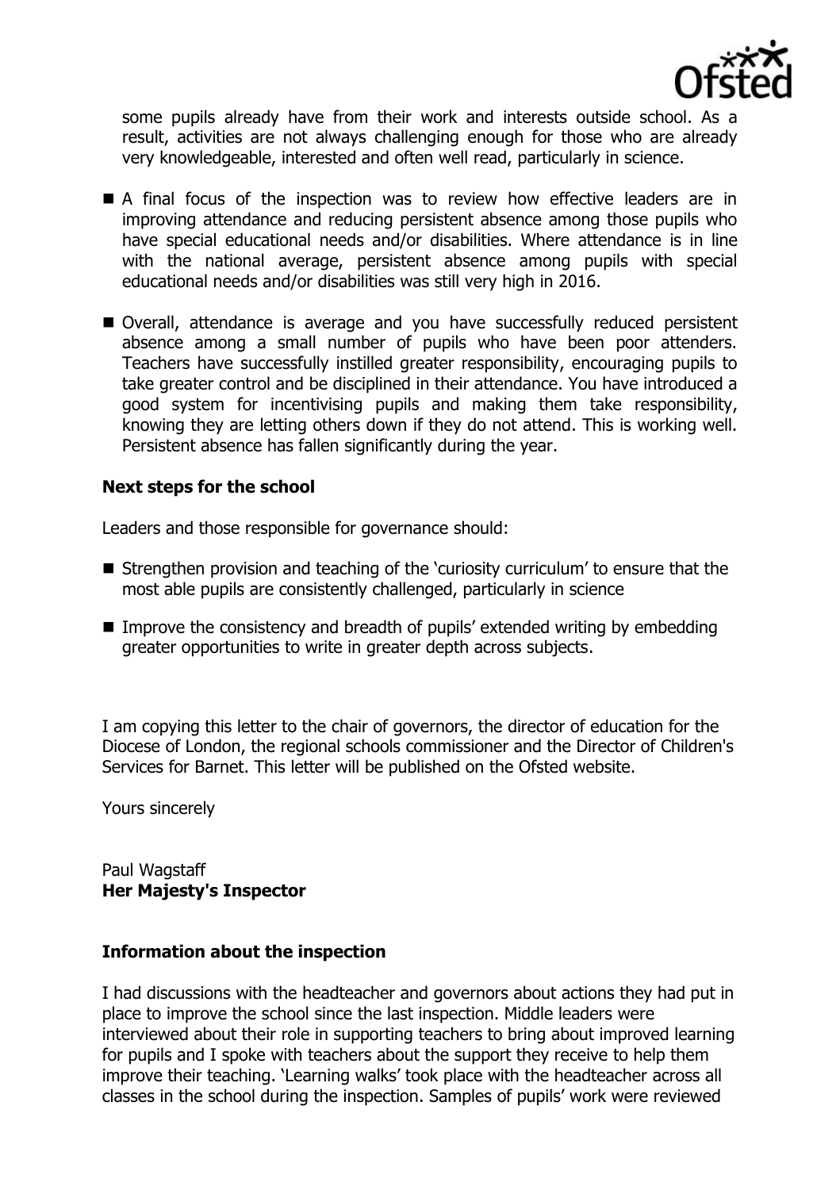some pupils already have from their work and interests outside school. As a result, activities are not always challenging enough for those who are already very knowledgeable, interested and often well read, particularly in science.

- A final focus of the inspection was to review how effective leaders are in improving attendance and reducing persistent absence among those pupils who have special educational needs and/or disabilities. Where attendance is in line with the national average, persistent absence among pupils with special educational needs and/or disabilities was still very high in 2016.
- Overall, attendance is average and you have successfully reduced persistent absence among a small number of pupils who have been poor attenders. Teachers have successfully instilled greater responsibility, encouraging pupils to take greater control and be disciplined in their attendance. You have introduced a good system for incentivising pupils and making them take responsibility, knowing they are letting others down if they do not attend. This is working well. Persistent absence has fallen significantly during the year.

**Next steps for the school**

Leaders and those responsible for governance should:

- Strengthen provision and teaching of the 'curiosity curriculum' to ensure that the most able pupils are consistently challenged, particularly in science
- Improve the consistency and breadth of pupils' extended writing by embedding greater opportunities to write in greater depth across subjects.

I am copying this letter to the chair of governors, the director of education for the Diocese of London, the regional schools commissioner and the Director of Children's Services for Barnet. This letter will be published on the Ofsted website.

Yours sincerely

Paul Wagstaff
**Her Majesty's Inspector**

**Information about the inspection**

I had discussions with the headteacher and governors about actions they had put in place to improve the school since the last inspection. Middle leaders were interviewed about their role in supporting teachers to bring about improved learning for pupils and I spoke with teachers about the support they receive to help them improve their teaching. 'Learning walks' took place with the headteacher across all classes in the school during the inspection. Samples of pupils' work were reviewed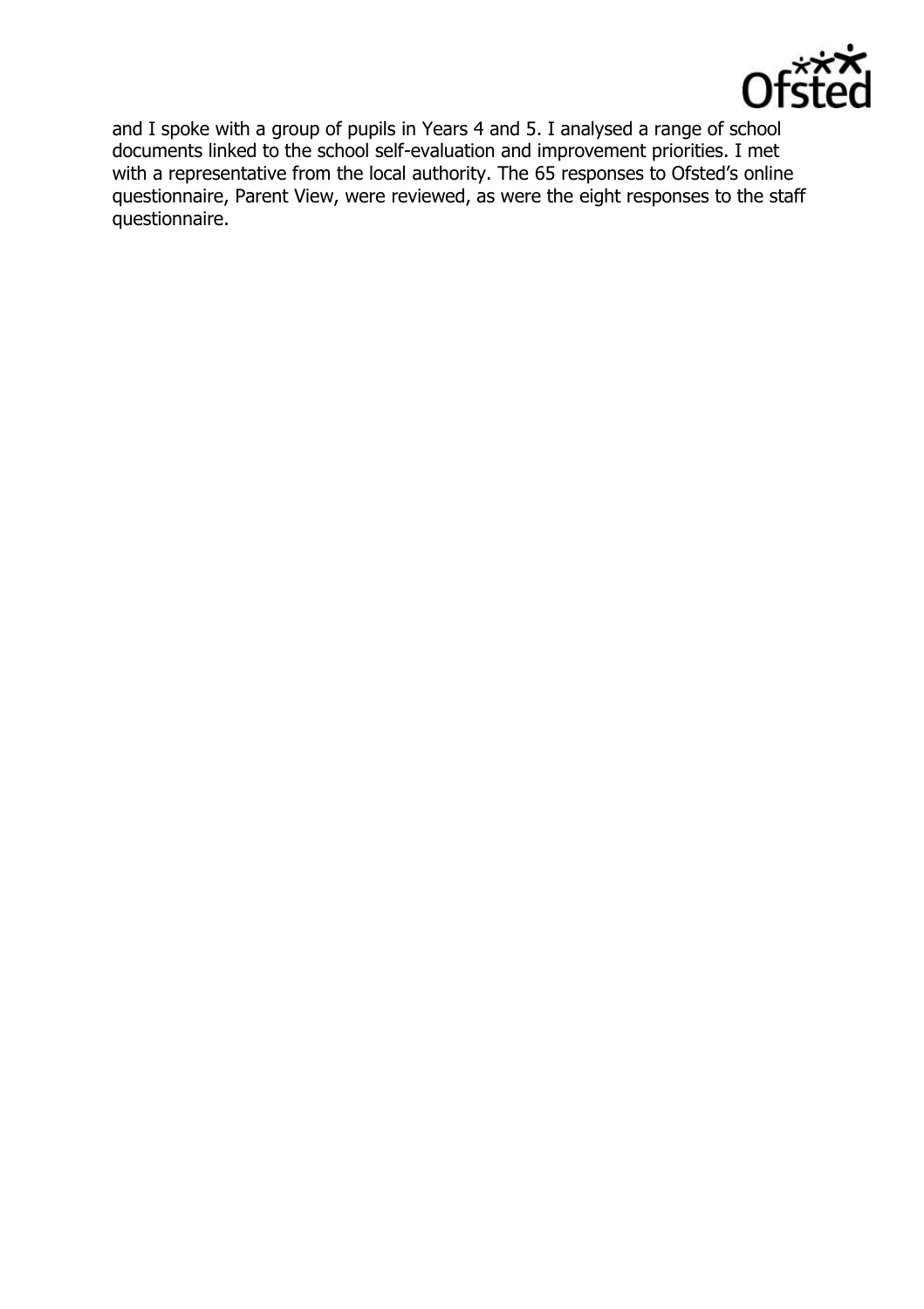and I spoke with a group of pupils in Years 4 and 5. I analysed a range of school documents linked to the school self-evaluation and improvement priorities. I met with a representative from the local authority. The 65 responses to Ofsted's online questionnaire, Parent View, were reviewed, as were the eight responses to the staff questionnaire.